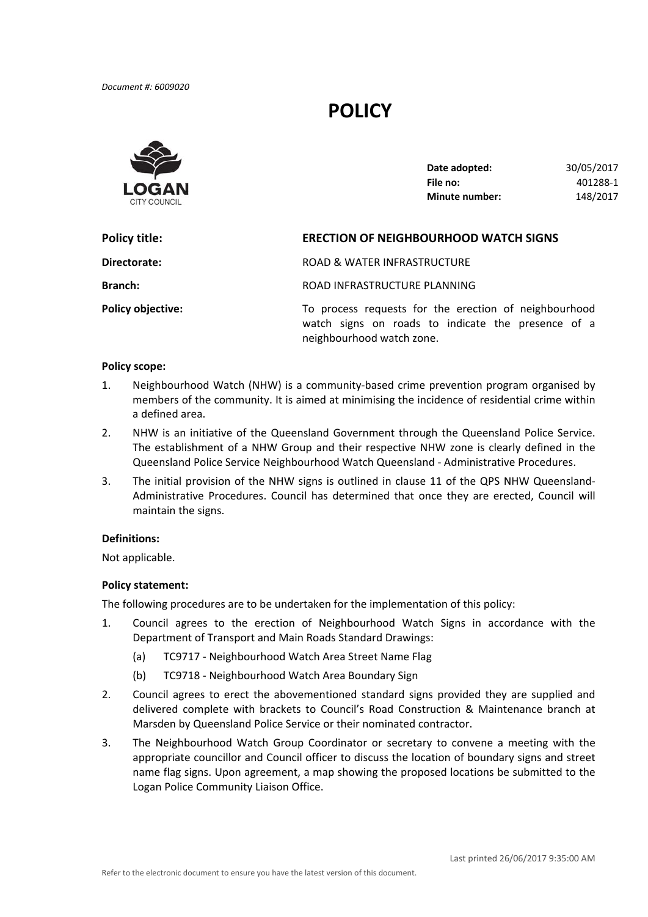*Document #: 6009020*

# POLICY

**LOGAN** CITY COUNCIL

| | |
|---|---|
| **Date adopted:** | 30/05/2017 |
| **File no:** | 401288-1 |
| **Minute number:** | 148/2017 |

| | |
|---|---|
| **Policy title:** | **ERECTION OF NEIGHBOURHOOD WATCH SIGNS** |
| **Directorate:** | ROAD & WATER INFRASTRUCTURE |
| **Branch:** | ROAD INFRASTRUCTURE PLANNING |
| **Policy objective:** | To process requests for the erection of neighbourhood watch signs on roads to indicate the presence of a neighbourhood watch zone. |

**Policy scope:**

1. Neighbourhood Watch (NHW) is a community-based crime prevention program organised by members of the community. It is aimed at minimising the incidence of residential crime within a defined area.
2. NHW is an initiative of the Queensland Government through the Queensland Police Service. The establishment of a NHW Group and their respective NHW zone is clearly defined in the Queensland Police Service Neighbourhood Watch Queensland - Administrative Procedures.
3. The initial provision of the NHW signs is outlined in clause 11 of the QPS NHW Queensland-Administrative Procedures. Council has determined that once they are erected, Council will maintain the signs.

**Definitions:**

Not applicable.

**Policy statement:**

The following procedures are to be undertaken for the implementation of this policy:

1. Council agrees to the erection of Neighbourhood Watch Signs in accordance with the Department of Transport and Main Roads Standard Drawings:
   (a) TC9717 - Neighbourhood Watch Area Street Name Flag
   (b) TC9718 - Neighbourhood Watch Area Boundary Sign
2. Council agrees to erect the abovementioned standard signs provided they are supplied and delivered complete with brackets to Council's Road Construction & Maintenance branch at Marsden by Queensland Police Service or their nominated contractor.
3. The Neighbourhood Watch Group Coordinator or secretary to convene a meeting with the appropriate councillor and Council officer to discuss the location of boundary signs and street name flag signs. Upon agreement, a map showing the proposed locations be submitted to the Logan Police Community Liaison Office.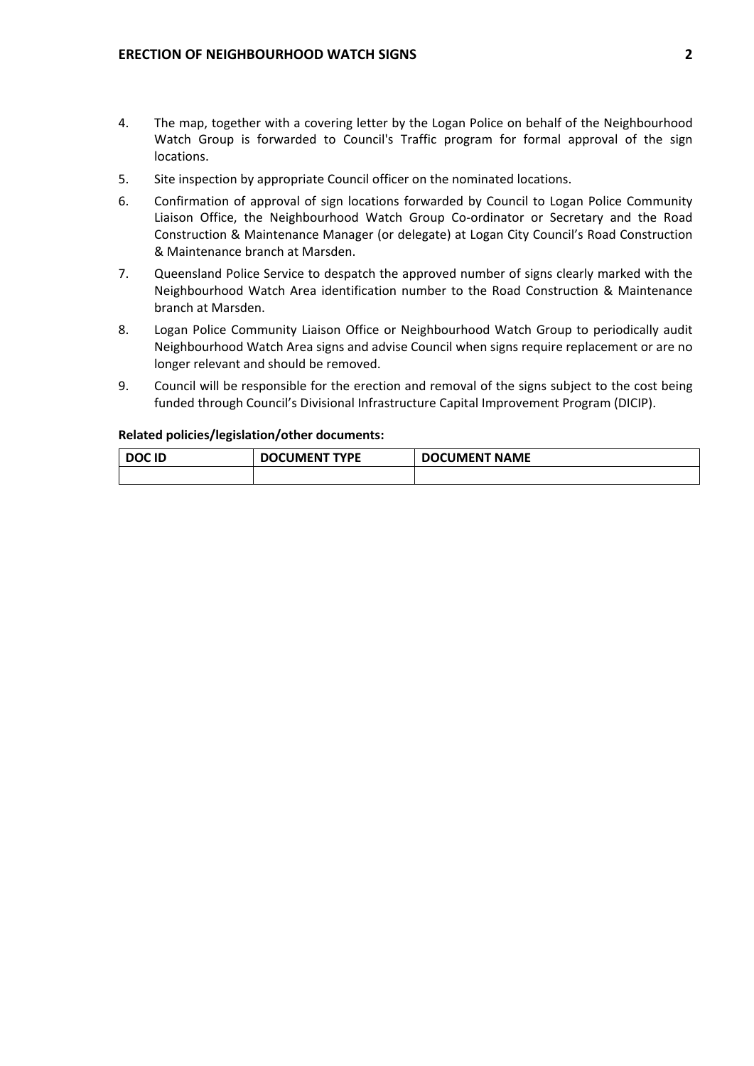4. The map, together with a covering letter by the Logan Police on behalf of the Neighbourhood Watch Group is forwarded to Council's Traffic program for formal approval of the sign locations.
5. Site inspection by appropriate Council officer on the nominated locations.
6. Confirmation of approval of sign locations forwarded by Council to Logan Police Community Liaison Office, the Neighbourhood Watch Group Co-ordinator or Secretary and the Road Construction & Maintenance Manager (or delegate) at Logan City Council's Road Construction & Maintenance branch at Marsden.
7. Queensland Police Service to despatch the approved number of signs clearly marked with the Neighbourhood Watch Area identification number to the Road Construction & Maintenance branch at Marsden.
8. Logan Police Community Liaison Office or Neighbourhood Watch Group to periodically audit Neighbourhood Watch Area signs and advise Council when signs require replacement or are no longer relevant and should be removed.
9. Council will be responsible for the erection and removal of the signs subject to the cost being funded through Council's Divisional Infrastructure Capital Improvement Program (DICIP).

**Related policies/legislation/other documents:**

| DOC ID | DOCUMENT TYPE | DOCUMENT NAME |
|---|---|---|
| | | |